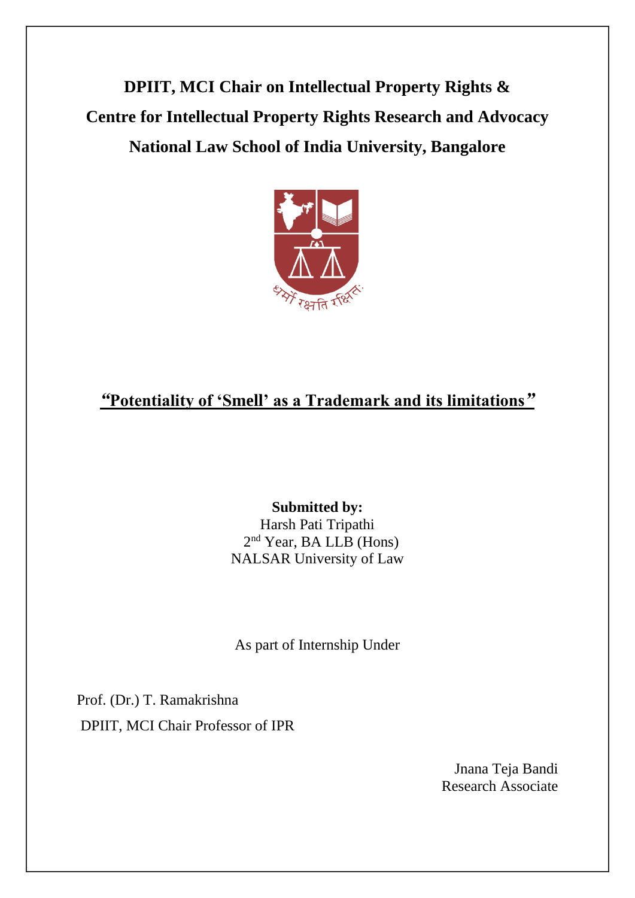**DPIIT, MCI Chair on Intellectual Property Rights &**

**Centre for Intellectual Property Rights Research and Advocacy**

**National Law School of India University, Bangalore**

# *"*Potentiality of 'Smell' as a Trademark and its limitations*"*

**Submitted by:**

Harsh Pati Tripathi

2nd Year, BA LLB (Hons)

NALSAR University of Law

As part of Internship Under

Prof. (Dr.) T. Ramakrishna

DPIIT, MCI Chair Professor of IPR

Jnana Teja Bandi

Research Associate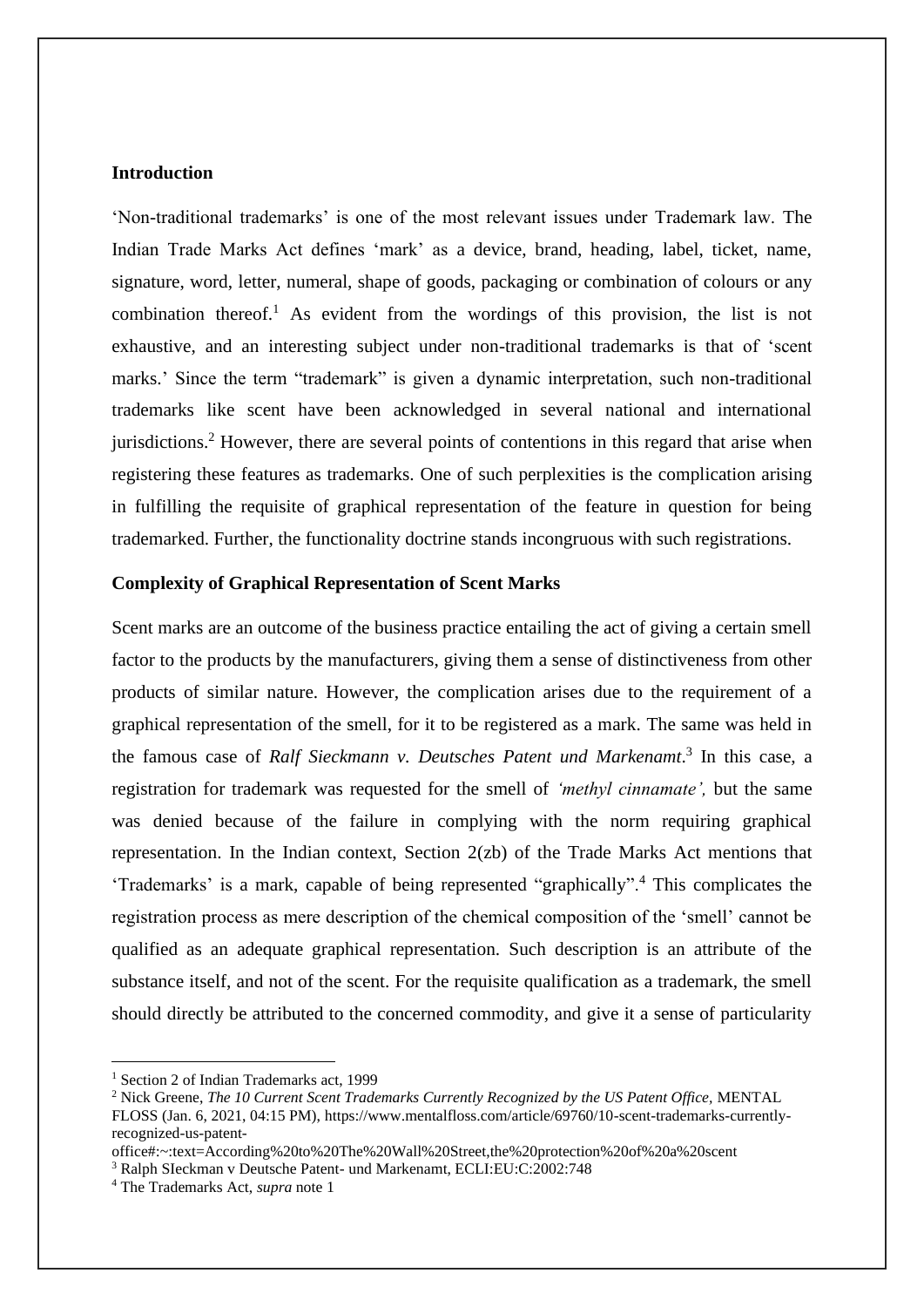**Introduction**

'Non-traditional trademarks' is one of the most relevant issues under Trademark law. The Indian Trade Marks Act defines 'mark' as a device, brand, heading, label, ticket, name, signature, word, letter, numeral, shape of goods, packaging or combination of colours or any combination thereof.[1] As evident from the wordings of this provision, the list is not exhaustive, and an interesting subject under non-traditional trademarks is that of 'scent marks.' Since the term "trademark" is given a dynamic interpretation, such non-traditional trademarks like scent have been acknowledged in several national and international jurisdictions.[2] However, there are several points of contentions in this regard that arise when registering these features as trademarks. One of such perplexities is the complication arising in fulfilling the requisite of graphical representation of the feature in question for being trademarked. Further, the functionality doctrine stands incongruous with such registrations.

**Complexity of Graphical Representation of Scent Marks**

Scent marks are an outcome of the business practice entailing the act of giving a certain smell factor to the products by the manufacturers, giving them a sense of distinctiveness from other products of similar nature. However, the complication arises due to the requirement of a graphical representation of the smell, for it to be registered as a mark. The same was held in the famous case of *Ralf Sieckmann v. Deutsches Patent und Markenamt*.[3] In this case, a registration for trademark was requested for the smell of *'methyl cinnamate',* but the same was denied because of the failure in complying with the norm requiring graphical representation. In the Indian context, Section 2(zb) of the Trade Marks Act mentions that 'Trademarks' is a mark, capable of being represented "graphically".[4] This complicates the registration process as mere description of the chemical composition of the 'smell' cannot be qualified as an adequate graphical representation. Such description is an attribute of the substance itself, and not of the scent. For the requisite qualification as a trademark, the smell should directly be attributed to the concerned commodity, and give it a sense of particularity

---

[1] Section 2 of Indian Trademarks act, 1999

[2] Nick Greene, *The 10 Current Scent Trademarks Currently Recognized by the US Patent Office,* MENTAL FLOSS (Jan. 6, 2021, 04:15 PM), https://www.mentalfloss.com/article/69760/10-scent-trademarks-currently-recognized-us-patent-office#:~:text=According%20to%20The%20Wall%20Street,the%20protection%20of%20a%20scent

[3] Ralph SIeckman v Deutsche Patent- und Markenamt, ECLI:EU:C:2002:748

[4] The Trademarks Act, *supra* note 1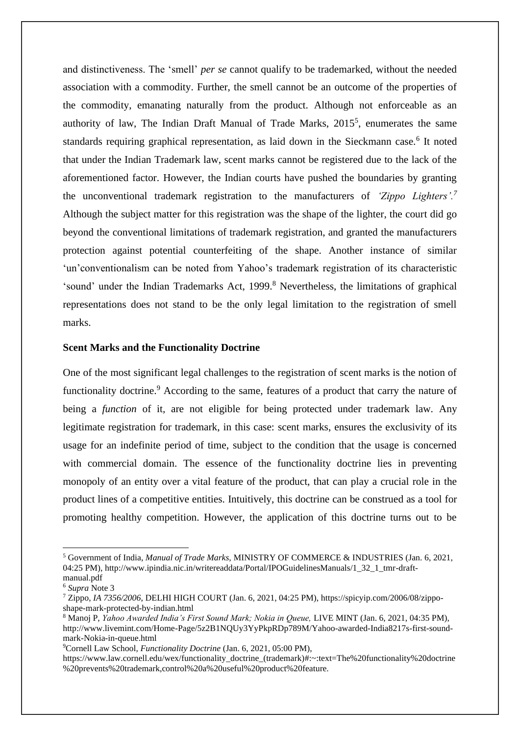and distinctiveness. The 'smell' *per se* cannot qualify to be trademarked, without the needed association with a commodity. Further, the smell cannot be an outcome of the properties of the commodity, emanating naturally from the product. Although not enforceable as an authority of law, The Indian Draft Manual of Trade Marks, 2015[5], enumerates the same standards requiring graphical representation, as laid down in the Sieckmann case.[6] It noted that under the Indian Trademark law, scent marks cannot be registered due to the lack of the aforementioned factor. However, the Indian courts have pushed the boundaries by granting the unconventional trademark registration to the manufacturers of *'Zippo Lighters'.*[7] Although the subject matter for this registration was the shape of the lighter, the court did go beyond the conventional limitations of trademark registration, and granted the manufacturers protection against potential counterfeiting of the shape. Another instance of similar 'un'conventionalism can be noted from Yahoo's trademark registration of its characteristic 'sound' under the Indian Trademarks Act, 1999.[8] Nevertheless, the limitations of graphical representations does not stand to be the only legal limitation to the registration of smell marks.

**Scent Marks and the Functionality Doctrine**

One of the most significant legal challenges to the registration of scent marks is the notion of functionality doctrine.[9] According to the same, features of a product that carry the nature of being a *function* of it, are not eligible for being protected under trademark law. Any legitimate registration for trademark, in this case: scent marks, ensures the exclusivity of its usage for an indefinite period of time, subject to the condition that the usage is concerned with commercial domain. The essence of the functionality doctrine lies in preventing monopoly of an entity over a vital feature of the product, that can play a crucial role in the product lines of a competitive entities. Intuitively, this doctrine can be construed as a tool for promoting healthy competition. However, the application of this doctrine turns out to be

---

[5] Government of India, *Manual of Trade Marks,* MINISTRY OF COMMERCE & INDUSTRIES (Jan. 6, 2021, 04:25 PM), http://www.ipindia.nic.in/writereaddata/Portal/IPOGuidelinesManuals/1_32_1_tmr-draft-manual.pdf

[6] *Supra* Note 3

[7] Zippo, *IA 7356/2006*, DELHI HIGH COURT (Jan. 6, 2021, 04:25 PM), https://spicyip.com/2006/08/zippo-shape-mark-protected-by-indian.html

[8] Manoj P, *Yahoo Awarded India's First Sound Mark; Nokia in Queue,* LIVE MINT (Jan. 6, 2021, 04:35 PM), http://www.livemint.com/Home-Page/5z2B1NQUy3YyPkpRDp789M/Yahoo-awarded-India8217s-first-sound-mark-Nokia-in-queue.html

[9] Cornell Law School, *Functionality Doctrine* (Jan. 6, 2021, 05:00 PM), https://www.law.cornell.edu/wex/functionality_doctrine_(trademark)#:~:text=The%20functionality%20doctrine%20prevents%20trademark,control%20a%20useful%20product%20feature.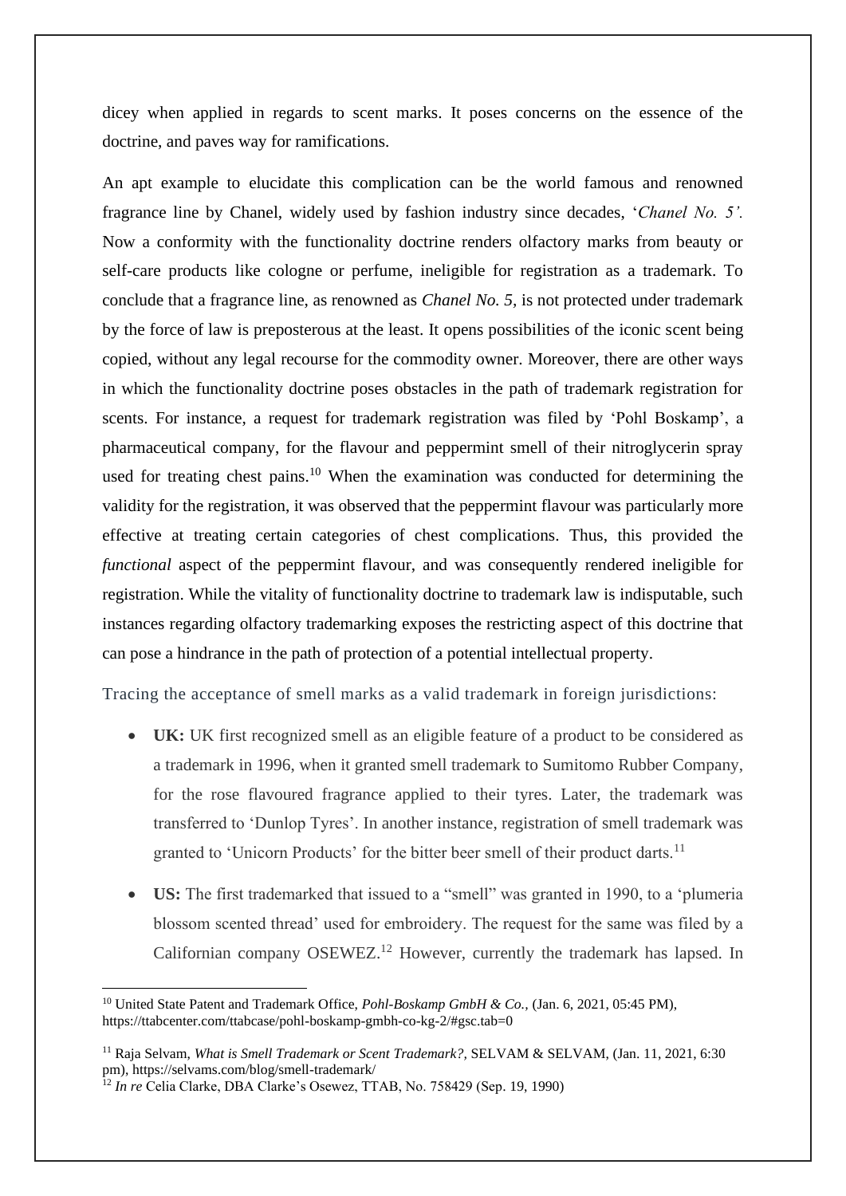dicey when applied in regards to scent marks. It poses concerns on the essence of the doctrine, and paves way for ramifications.

An apt example to elucidate this complication can be the world famous and renowned fragrance line by Chanel, widely used by fashion industry since decades, '*Chanel No. 5'.* Now a conformity with the functionality doctrine renders olfactory marks from beauty or self-care products like cologne or perfume, ineligible for registration as a trademark. To conclude that a fragrance line, as renowned as *Chanel No. 5,* is not protected under trademark by the force of law is preposterous at the least. It opens possibilities of the iconic scent being copied, without any legal recourse for the commodity owner. Moreover, there are other ways in which the functionality doctrine poses obstacles in the path of trademark registration for scents. For instance, a request for trademark registration was filed by 'Pohl Boskamp', a pharmaceutical company, for the flavour and peppermint smell of their nitroglycerin spray used for treating chest pains.[10] When the examination was conducted for determining the validity for the registration, it was observed that the peppermint flavour was particularly more effective at treating certain categories of chest complications. Thus, this provided the *functional* aspect of the peppermint flavour, and was consequently rendered ineligible for registration. While the vitality of functionality doctrine to trademark law is indisputable, such instances regarding olfactory trademarking exposes the restricting aspect of this doctrine that can pose a hindrance in the path of protection of a potential intellectual property.

Tracing the acceptance of smell marks as a valid trademark in foreign jurisdictions:

- **UK:** UK first recognized smell as an eligible feature of a product to be considered as a trademark in 1996, when it granted smell trademark to Sumitomo Rubber Company, for the rose flavoured fragrance applied to their tyres. Later, the trademark was transferred to 'Dunlop Tyres'. In another instance, registration of smell trademark was granted to 'Unicorn Products' for the bitter beer smell of their product darts.[11]
- **US:** The first trademarked that issued to a "smell" was granted in 1990, to a 'plumeria blossom scented thread' used for embroidery. The request for the same was filed by a Californian company OSEWEZ.[12] However, currently the trademark has lapsed. In

---

[10] United State Patent and Trademark Office, *Pohl-Boskamp GmbH & Co.,* (Jan. 6, 2021, 05:45 PM), https://ttabcenter.com/ttabcase/pohl-boskamp-gmbh-co-kg-2/#gsc.tab=0

[11] Raja Selvam, *What is Smell Trademark or Scent Trademark?,* SELVAM & SELVAM, (Jan. 11, 2021, 6:30 pm), https://selvams.com/blog/smell-trademark/

[12] *In re* Celia Clarke, DBA Clarke's Osewez, TTAB, No. 758429 (Sep. 19, 1990)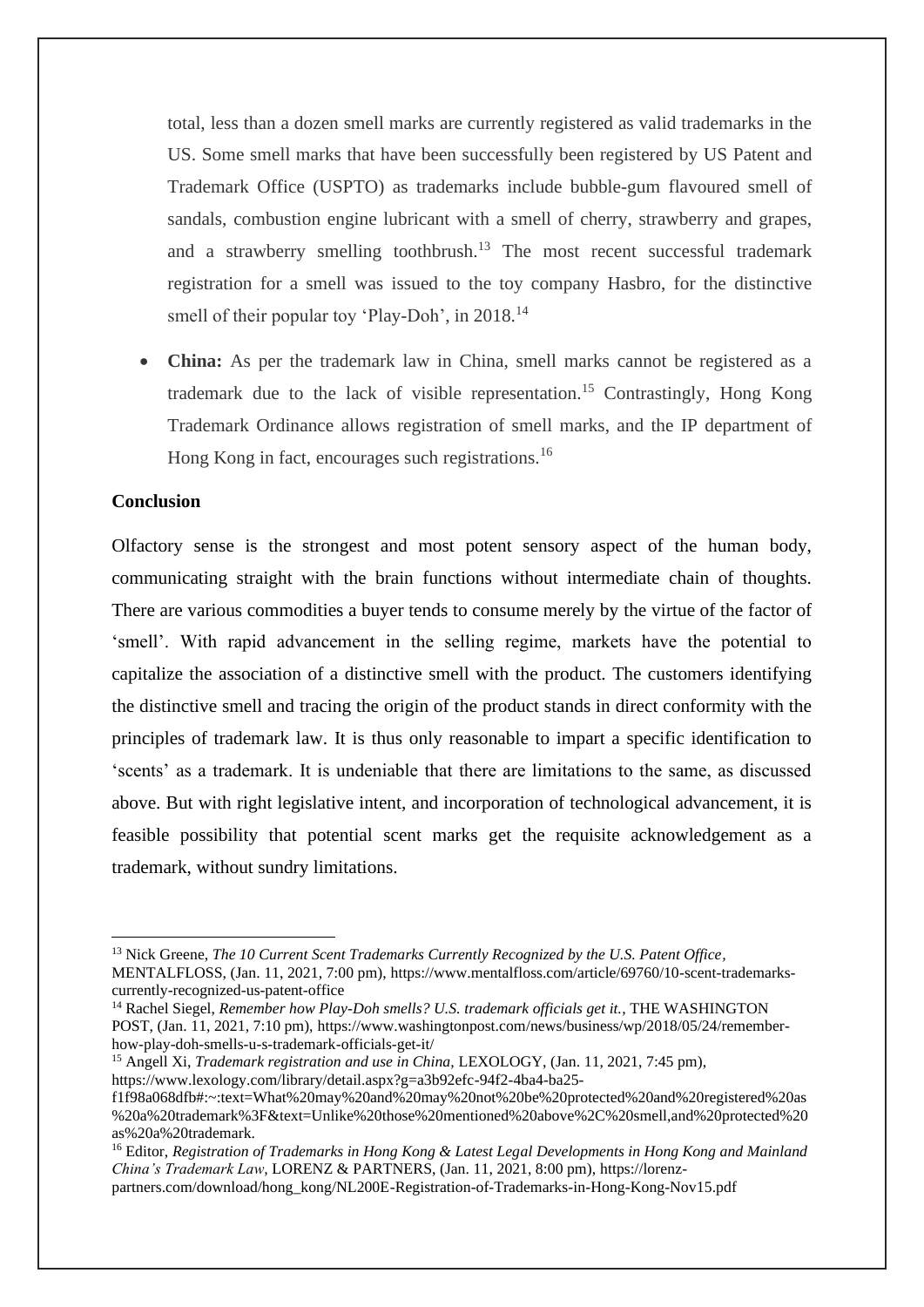total, less than a dozen smell marks are currently registered as valid trademarks in the US. Some smell marks that have been successfully been registered by US Patent and Trademark Office (USPTO) as trademarks include bubble-gum flavoured smell of sandals, combustion engine lubricant with a smell of cherry, strawberry and grapes, and a strawberry smelling toothbrush.[13] The most recent successful trademark registration for a smell was issued to the toy company Hasbro, for the distinctive smell of their popular toy 'Play-Doh', in 2018.[14]

- **China:** As per the trademark law in China, smell marks cannot be registered as a trademark due to the lack of visible representation.[15] Contrastingly, Hong Kong Trademark Ordinance allows registration of smell marks, and the IP department of Hong Kong in fact, encourages such registrations.[16]

**Conclusion**

Olfactory sense is the strongest and most potent sensory aspect of the human body, communicating straight with the brain functions without intermediate chain of thoughts. There are various commodities a buyer tends to consume merely by the virtue of the factor of 'smell'. With rapid advancement in the selling regime, markets have the potential to capitalize the association of a distinctive smell with the product. The customers identifying the distinctive smell and tracing the origin of the product stands in direct conformity with the principles of trademark law. It is thus only reasonable to impart a specific identification to 'scents' as a trademark. It is undeniable that there are limitations to the same, as discussed above. But with right legislative intent, and incorporation of technological advancement, it is feasible possibility that potential scent marks get the requisite acknowledgement as a trademark, without sundry limitations.

---

[13] Nick Greene, *The 10 Current Scent Trademarks Currently Recognized by the U.S. Patent Office*, MENTALFLOSS, (Jan. 11, 2021, 7:00 pm), https://www.mentalfloss.com/article/69760/10-scent-trademarks-currently-recognized-us-patent-office

[14] Rachel Siegel, *Remember how Play-Doh smells? U.S. trademark officials get it.*, THE WASHINGTON POST, (Jan. 11, 2021, 7:10 pm), https://www.washingtonpost.com/news/business/wp/2018/05/24/remember-how-play-doh-smells-u-s-trademark-officials-get-it/

[15] Angell Xi, *Trademark registration and use in China*, LEXOLOGY, (Jan. 11, 2021, 7:45 pm), https://www.lexology.com/library/detail.aspx?g=a3b92efc-94f2-4ba4-ba25-f1f98a068dfb#:~:text=What%20may%20and%20may%20not%20be%20protected%20and%20registered%20as%20a%20trademark%3F&text=Unlike%20those%20mentioned%20above%2C%20smell,and%20protected%20as%20a%20trademark.

[16] Editor, *Registration of Trademarks in Hong Kong & Latest Legal Developments in Hong Kong and Mainland China's Trademark Law*, LORENZ & PARTNERS, (Jan. 11, 2021, 8:00 pm), https://lorenz-partners.com/download/hong_kong/NL200E-Registration-of-Trademarks-in-Hong-Kong-Nov15.pdf